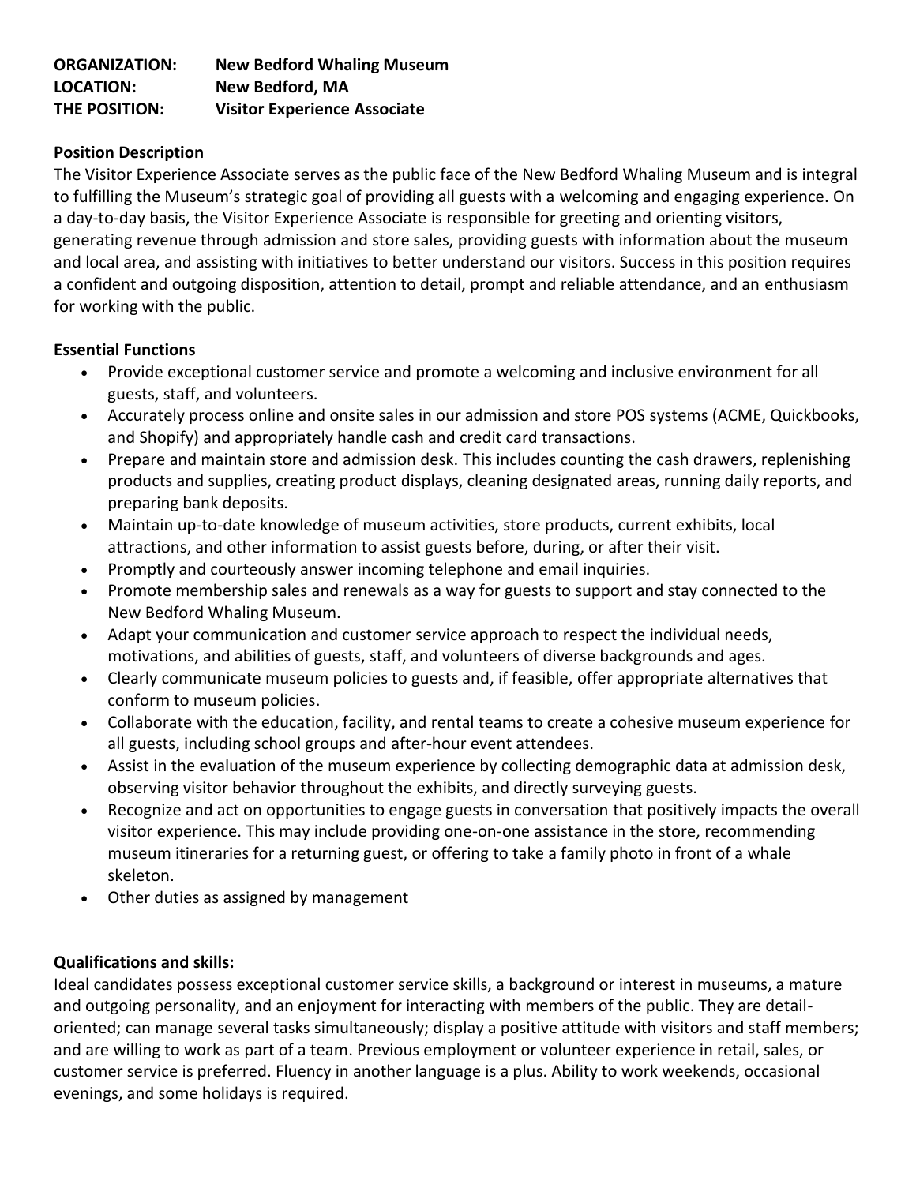**ORGANIZATION:** **New Bedford Whaling Museum**
**LOCATION:** **New Bedford, MA**
**THE POSITION:** **Visitor Experience Associate**

**Position Description**

The Visitor Experience Associate serves as the public face of the New Bedford Whaling Museum and is integral to fulfilling the Museum's strategic goal of providing all guests with a welcoming and engaging experience. On a day-to-day basis, the Visitor Experience Associate is responsible for greeting and orienting visitors, generating revenue through admission and store sales, providing guests with information about the museum and local area, and assisting with initiatives to better understand our visitors. Success in this position requires a confident and outgoing disposition, attention to detail, prompt and reliable attendance, and an enthusiasm for working with the public.

**Essential Functions**

- Provide exceptional customer service and promote a welcoming and inclusive environment for all guests, staff, and volunteers.
- Accurately process online and onsite sales in our admission and store POS systems (ACME, Quickbooks, and Shopify) and appropriately handle cash and credit card transactions.
- Prepare and maintain store and admission desk. This includes counting the cash drawers, replenishing products and supplies, creating product displays, cleaning designated areas, running daily reports, and preparing bank deposits.
- Maintain up-to-date knowledge of museum activities, store products, current exhibits, local attractions, and other information to assist guests before, during, or after their visit.
- Promptly and courteously answer incoming telephone and email inquiries.
- Promote membership sales and renewals as a way for guests to support and stay connected to the New Bedford Whaling Museum.
- Adapt your communication and customer service approach to respect the individual needs, motivations, and abilities of guests, staff, and volunteers of diverse backgrounds and ages.
- Clearly communicate museum policies to guests and, if feasible, offer appropriate alternatives that conform to museum policies.
- Collaborate with the education, facility, and rental teams to create a cohesive museum experience for all guests, including school groups and after-hour event attendees.
- Assist in the evaluation of the museum experience by collecting demographic data at admission desk, observing visitor behavior throughout the exhibits, and directly surveying guests.
- Recognize and act on opportunities to engage guests in conversation that positively impacts the overall visitor experience. This may include providing one-on-one assistance in the store, recommending museum itineraries for a returning guest, or offering to take a family photo in front of a whale skeleton.
- Other duties as assigned by management

**Qualifications and skills:**

Ideal candidates possess exceptional customer service skills, a background or interest in museums, a mature and outgoing personality, and an enjoyment for interacting with members of the public. They are detail-oriented; can manage several tasks simultaneously; display a positive attitude with visitors and staff members; and are willing to work as part of a team. Previous employment or volunteer experience in retail, sales, or customer service is preferred. Fluency in another language is a plus. Ability to work weekends, occasional evenings, and some holidays is required.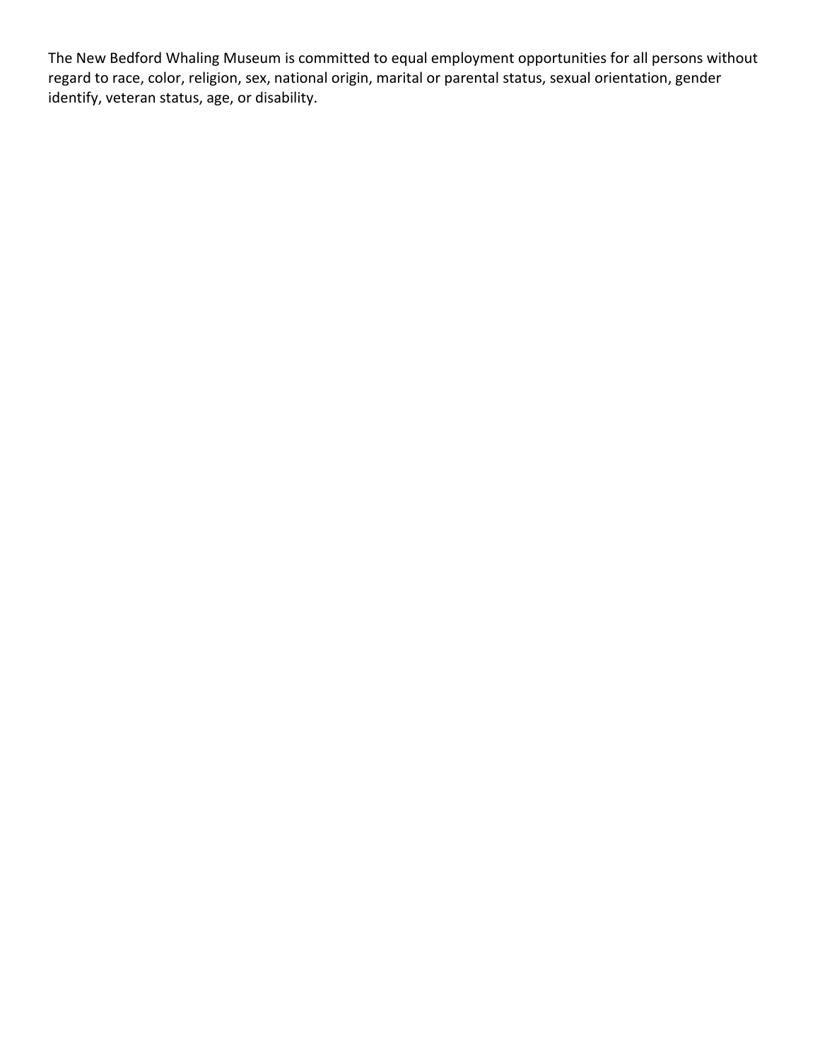The New Bedford Whaling Museum is committed to equal employment opportunities for all persons without regard to race, color, religion, sex, national origin, marital or parental status, sexual orientation, gender identify, veteran status, age, or disability.